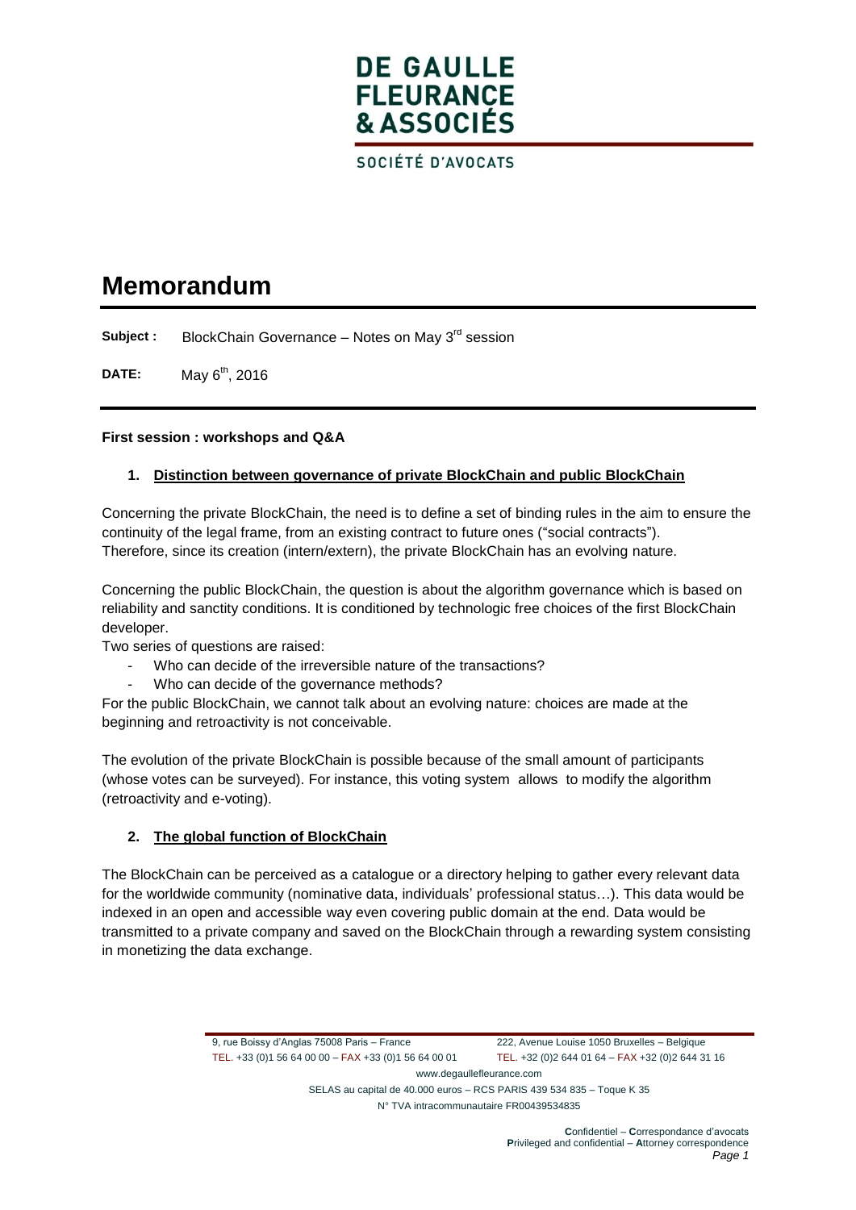DE GAULLE FLEURANCE & ASSOCIÉS

SOCIÉTÉ D'AVOCATS

# Memorandum

**Subject :** BlockChain Governance – Notes on May 3rd session

**DATE:** May 6th, 2016

**First session : workshops and Q&A**

## 1. Distinction between governance of private BlockChain and public BlockChain

Concerning the private BlockChain, the need is to define a set of binding rules in the aim to ensure the continuity of the legal frame, from an existing contract to future ones ("social contracts"). Therefore, since its creation (intern/extern), the private BlockChain has an evolving nature.

Concerning the public BlockChain, the question is about the algorithm governance which is based on reliability and sanctity conditions. It is conditioned by technologic free choices of the first BlockChain developer.

Two series of questions are raised:

- Who can decide of the irreversible nature of the transactions?
- Who can decide of the governance methods?

For the public BlockChain, we cannot talk about an evolving nature: choices are made at the beginning and retroactivity is not conceivable.

The evolution of the private BlockChain is possible because of the small amount of participants (whose votes can be surveyed). For instance, this voting system allows to modify the algorithm (retroactivity and e-voting).

## 2. The global function of BlockChain

The BlockChain can be perceived as a catalogue or a directory helping to gather every relevant data for the worldwide community (nominative data, individuals' professional status…). This data would be indexed in an open and accessible way even covering public domain at the end. Data would be transmitted to a private company and saved on the BlockChain through a rewarding system consisting in monetizing the data exchange.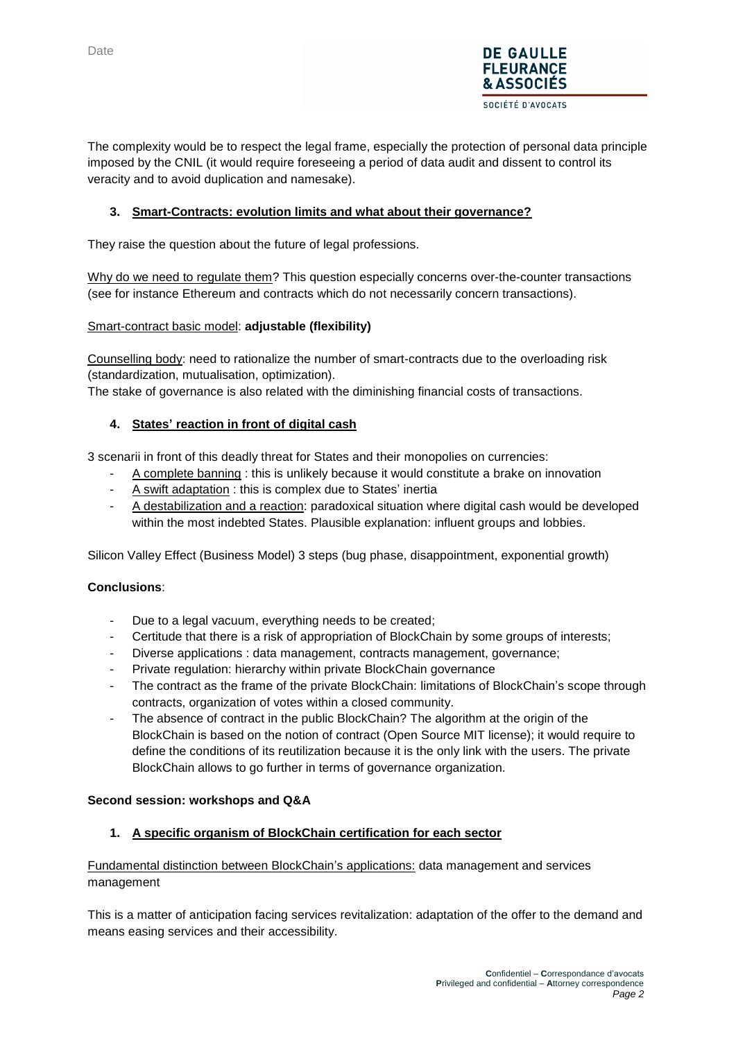The complexity would be to respect the legal frame, especially the protection of personal data principle imposed by the CNIL (it would require foreseeing a period of data audit and dissent to control its veracity and to avoid duplication and namesake).

### 3. Smart-Contracts: evolution limits and what about their governance?

They raise the question about the future of legal professions.

Why do we need to regulate them? This question especially concerns over-the-counter transactions (see for instance Ethereum and contracts which do not necessarily concern transactions).

Smart-contract basic model: **adjustable (flexibility)**

Counselling body: need to rationalize the number of smart-contracts due to the overloading risk (standardization, mutualisation, optimization).

The stake of governance is also related with the diminishing financial costs of transactions.

### 4. States' reaction in front of digital cash

3 scenarii in front of this deadly threat for States and their monopolies on currencies:

- A complete banning : this is unlikely because it would constitute a brake on innovation
- A swift adaptation : this is complex due to States' inertia
- A destabilization and a reaction: paradoxical situation where digital cash would be developed within the most indebted States. Plausible explanation: influent groups and lobbies.

Silicon Valley Effect (Business Model) 3 steps (bug phase, disappointment, exponential growth)

**Conclusions**:

- Due to a legal vacuum, everything needs to be created;
- Certitude that there is a risk of appropriation of BlockChain by some groups of interests;
- Diverse applications : data management, contracts management, governance;
- Private regulation: hierarchy within private BlockChain governance
- The contract as the frame of the private BlockChain: limitations of BlockChain's scope through contracts, organization of votes within a closed community.
- The absence of contract in the public BlockChain? The algorithm at the origin of the BlockChain is based on the notion of contract (Open Source MIT license); it would require to define the conditions of its reutilization because it is the only link with the users. The private BlockChain allows to go further in terms of governance organization.

**Second session: workshops and Q&A**

### 1. A specific organism of BlockChain certification for each sector

Fundamental distinction between BlockChain's applications: data management and services management

This is a matter of anticipation facing services revitalization: adaptation of the offer to the demand and means easing services and their accessibility.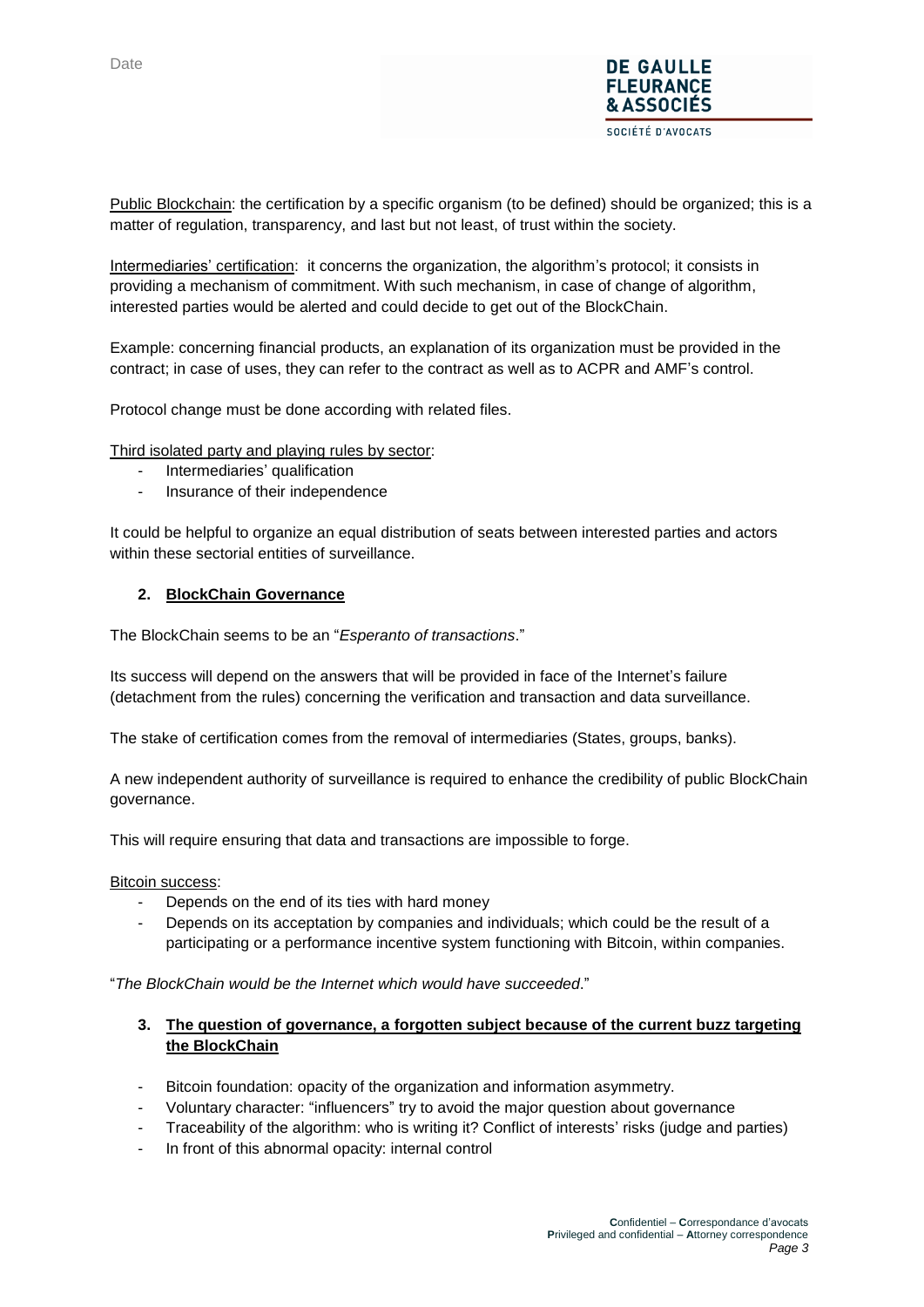Public Blockchain: the certification by a specific organism (to be defined) should be organized; this is a matter of regulation, transparency, and last but not least, of trust within the society.

Intermediaries' certification: it concerns the organization, the algorithm's protocol; it consists in providing a mechanism of commitment. With such mechanism, in case of change of algorithm, interested parties would be alerted and could decide to get out of the BlockChain.

Example: concerning financial products, an explanation of its organization must be provided in the contract; in case of uses, they can refer to the contract as well as to ACPR and AMF's control.

Protocol change must be done according with related files.

Third isolated party and playing rules by sector:

- Intermediaries' qualification
- Insurance of their independence

It could be helpful to organize an equal distribution of seats between interested parties and actors within these sectorial entities of surveillance.

## 2. BlockChain Governance

The BlockChain seems to be an "*Esperanto of transactions*."

Its success will depend on the answers that will be provided in face of the Internet's failure (detachment from the rules) concerning the verification and transaction and data surveillance.

The stake of certification comes from the removal of intermediaries (States, groups, banks).

A new independent authority of surveillance is required to enhance the credibility of public BlockChain governance.

This will require ensuring that data and transactions are impossible to forge.

Bitcoin success:

- Depends on the end of its ties with hard money
- Depends on its acceptation by companies and individuals; which could be the result of a participating or a performance incentive system functioning with Bitcoin, within companies.

"*The BlockChain would be the Internet which would have succeeded*."

## 3. The question of governance, a forgotten subject because of the current buzz targeting the BlockChain

- Bitcoin foundation: opacity of the organization and information asymmetry.
- Voluntary character: "influencers" try to avoid the major question about governance
- Traceability of the algorithm: who is writing it? Conflict of interests' risks (judge and parties)
- In front of this abnormal opacity: internal control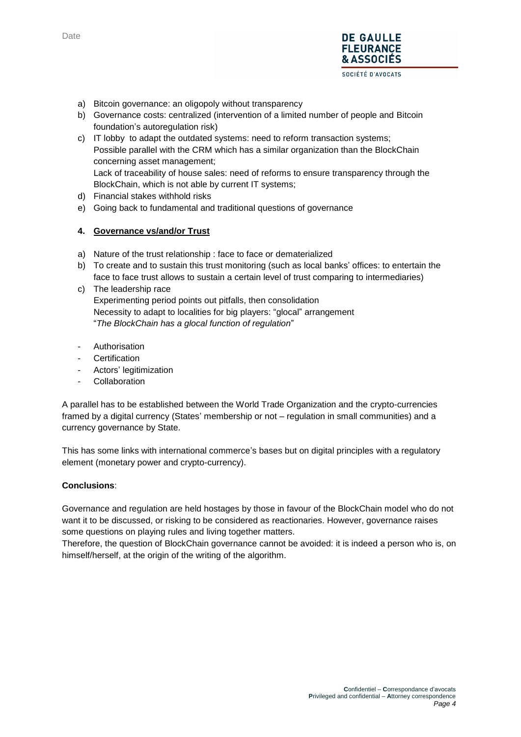a) Bitcoin governance: an oligopoly without transparency
b) Governance costs: centralized (intervention of a limited number of people and Bitcoin foundation's autoregulation risk)
c) IT lobby to adapt the outdated systems: need to reform transaction systems;
   Possible parallel with the CRM which has a similar organization than the BlockChain concerning asset management;
   Lack of traceability of house sales: need of reforms to ensure transparency through the BlockChain, which is not able by current IT systems;
d) Financial stakes withhold risks
e) Going back to fundamental and traditional questions of governance

**4. <u>Governance vs/and/or Trust</u>**

a) Nature of the trust relationship : face to face or dematerialized
b) To create and to sustain this trust monitoring (such as local banks' offices: to entertain the face to face trust allows to sustain a certain level of trust comparing to intermediaries)
c) The leadership race
   Experimenting period points out pitfalls, then consolidation
   Necessity to adapt to localities for big players: "glocal" arrangement
   "*The BlockChain has a glocal function of regulation*"

- Authorisation
- Certification
- Actors' legitimization
- Collaboration

A parallel has to be established between the World Trade Organization and the crypto-currencies framed by a digital currency (States' membership or not – regulation in small communities) and a currency governance by State.

This has some links with international commerce's bases but on digital principles with a regulatory element (monetary power and crypto-currency).

**Conclusions**:

Governance and regulation are held hostages by those in favour of the BlockChain model who do not want it to be discussed, or risking to be considered as reactionaries. However, governance raises some questions on playing rules and living together matters.
Therefore, the question of BlockChain governance cannot be avoided: it is indeed a person who is, on himself/herself, at the origin of the writing of the algorithm.